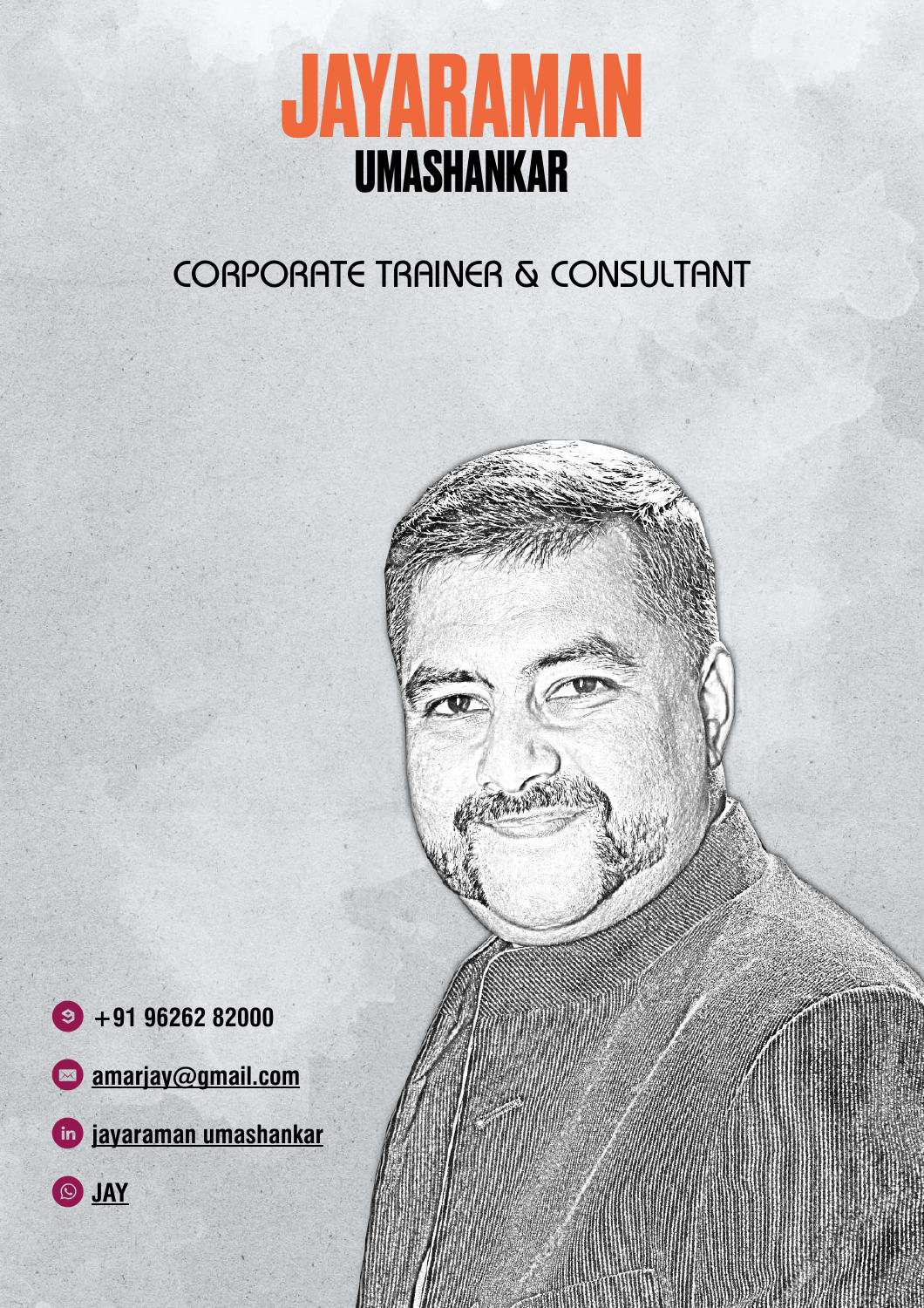# JAYARAMAN
## UMASHANKAR

### CORPORATE TRAINER & CONSULTANT

- +91 96262 82000
- amarjay@gmail.com
- jayaraman umashankar
- JAY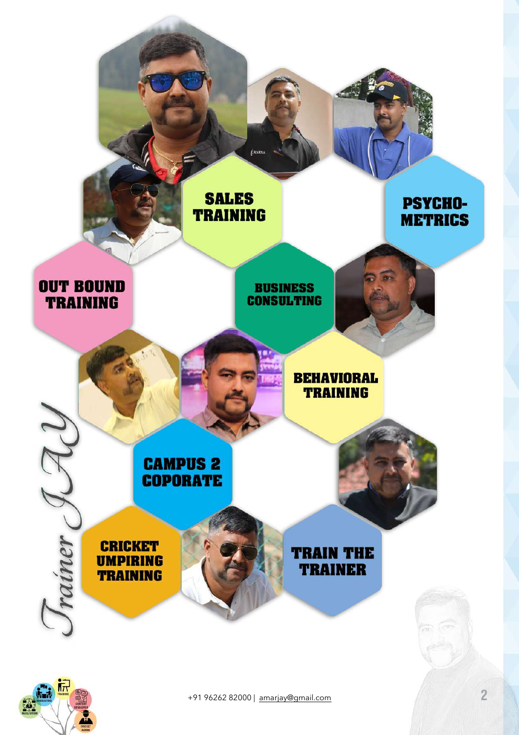Trainer JAY

**SALES TRAINING**

**PSYCHO-METRICS**

**OUT BOUND TRAINING**

**BUSINESS CONSULTING**

**BEHAVIORAL TRAINING**

**CAMPUS 2 COPORATE**

**CRICKET UMPIRING TRAINING**

**TRAIN THE TRAINER**

+91 96262 82000 | amarjay@gmail.com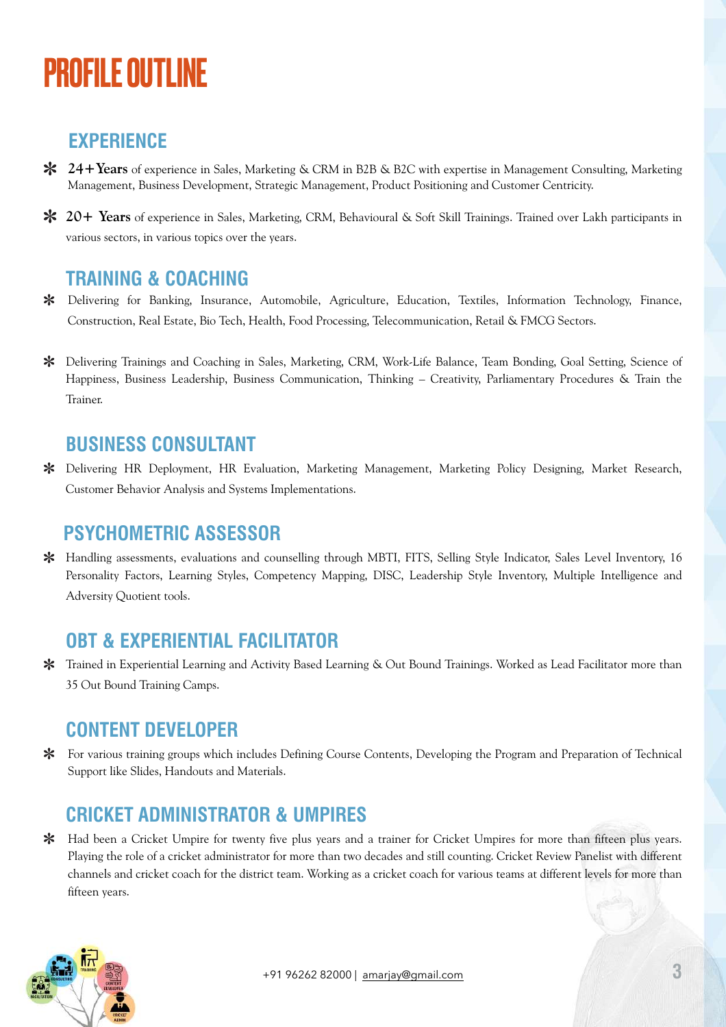# PROFILE OUTLINE

## EXPERIENCE

- **24+Years** of experience in Sales, Marketing & CRM in B2B & B2C with expertise in Management Consulting, Marketing Management, Business Development, Strategic Management, Product Positioning and Customer Centricity.
- **20+ Years** of experience in Sales, Marketing, CRM, Behavioural & Soft Skill Trainings. Trained over Lakh participants in various sectors, in various topics over the years.

## TRAINING & COACHING

- Delivering for Banking, Insurance, Automobile, Agriculture, Education, Textiles, Information Technology, Finance, Construction, Real Estate, Bio Tech, Health, Food Processing, Telecommunication, Retail & FMCG Sectors.
- Delivering Trainings and Coaching in Sales, Marketing, CRM, Work-Life Balance, Team Bonding, Goal Setting, Science of Happiness, Business Leadership, Business Communication, Thinking – Creativity, Parliamentary Procedures & Train the Trainer.

## BUSINESS CONSULTANT

- Delivering HR Deployment, HR Evaluation, Marketing Management, Marketing Policy Designing, Market Research, Customer Behavior Analysis and Systems Implementations.

## PSYCHOMETRIC ASSESSOR

- Handling assessments, evaluations and counselling through MBTI, FITS, Selling Style Indicator, Sales Level Inventory, 16 Personality Factors, Learning Styles, Competency Mapping, DISC, Leadership Style Inventory, Multiple Intelligence and Adversity Quotient tools.

## OBT & EXPERIENTIAL FACILITATOR

- Trained in Experiential Learning and Activity Based Learning & Out Bound Trainings. Worked as Lead Facilitator more than 35 Out Bound Training Camps.

## CONTENT DEVELOPER

- For various training groups which includes Defining Course Contents, Developing the Program and Preparation of Technical Support like Slides, Handouts and Materials.

## CRICKET ADMINISTRATOR & UMPIRES

- Had been a Cricket Umpire for twenty five plus years and a trainer for Cricket Umpires for more than fifteen plus years. Playing the role of a cricket administrator for more than two decades and still counting. Cricket Review Panelist with different channels and cricket coach for the district team. Working as a cricket coach for various teams at different levels for more than fifteen years.

+91 96262 82000 | amarjay@gmail.com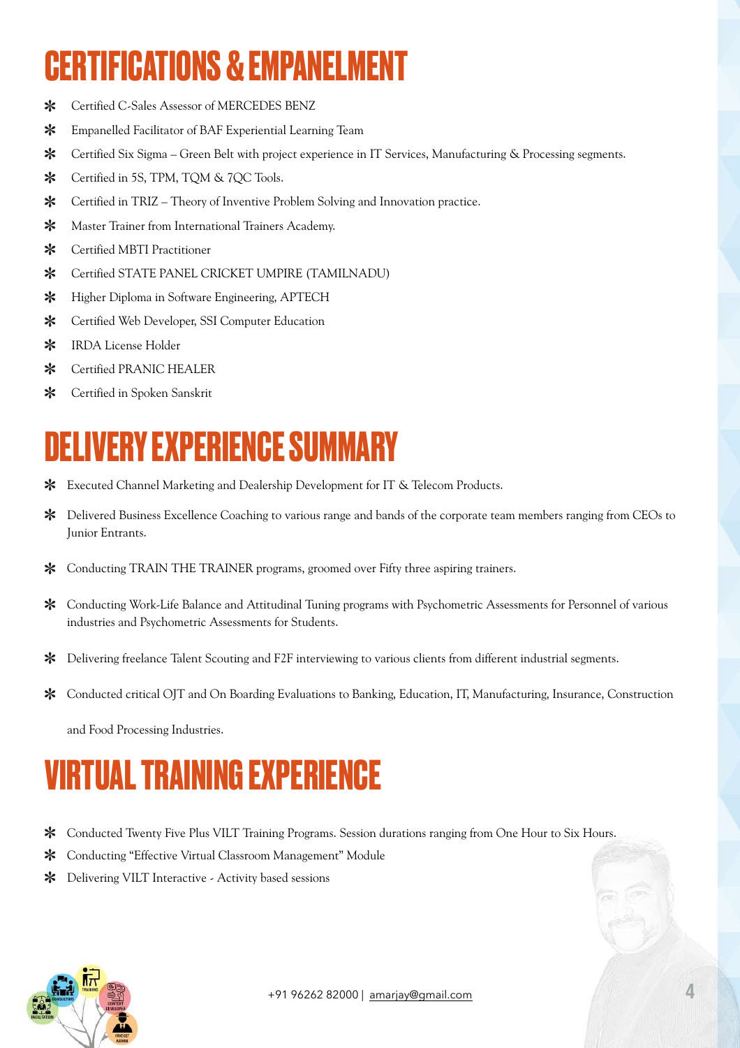# CERTIFICATIONS & EMPANELMENT

- Certified C-Sales Assessor of MERCEDES BENZ
- Empanelled Facilitator of BAF Experiential Learning Team
- Certified Six Sigma – Green Belt with project experience in IT Services, Manufacturing & Processing segments.
- Certified in 5S, TPM, TQM & 7QC Tools.
- Certified in TRIZ – Theory of Inventive Problem Solving and Innovation practice.
- Master Trainer from International Trainers Academy.
- Certified MBTI Practitioner
- Certified STATE PANEL CRICKET UMPIRE (TAMILNADU)
- Higher Diploma in Software Engineering, APTECH
- Certified Web Developer, SSI Computer Education
- IRDA License Holder
- Certified PRANIC HEALER
- Certified in Spoken Sanskrit

# DELIVERY EXPERIENCE SUMMARY

- Executed Channel Marketing and Dealership Development for IT & Telecom Products.
- Delivered Business Excellence Coaching to various range and bands of the corporate team members ranging from CEOs to Junior Entrants.
- Conducting TRAIN THE TRAINER programs, groomed over Fifty three aspiring trainers.
- Conducting Work-Life Balance and Attitudinal Tuning programs with Psychometric Assessments for Personnel of various industries and Psychometric Assessments for Students.
- Delivering freelance Talent Scouting and F2F interviewing to various clients from different industrial segments.
- Conducted critical OJT and On Boarding Evaluations to Banking, Education, IT, Manufacturing, Insurance, Construction and Food Processing Industries.

# VIRTUAL TRAINING EXPERIENCE

- Conducted Twenty Five Plus VILT Training Programs. Session durations ranging from One Hour to Six Hours.
- Conducting "Effective Virtual Classroom Management" Module
- Delivering VILT Interactive - Activity based sessions

+91 96262 82000 | amarjay@gmail.com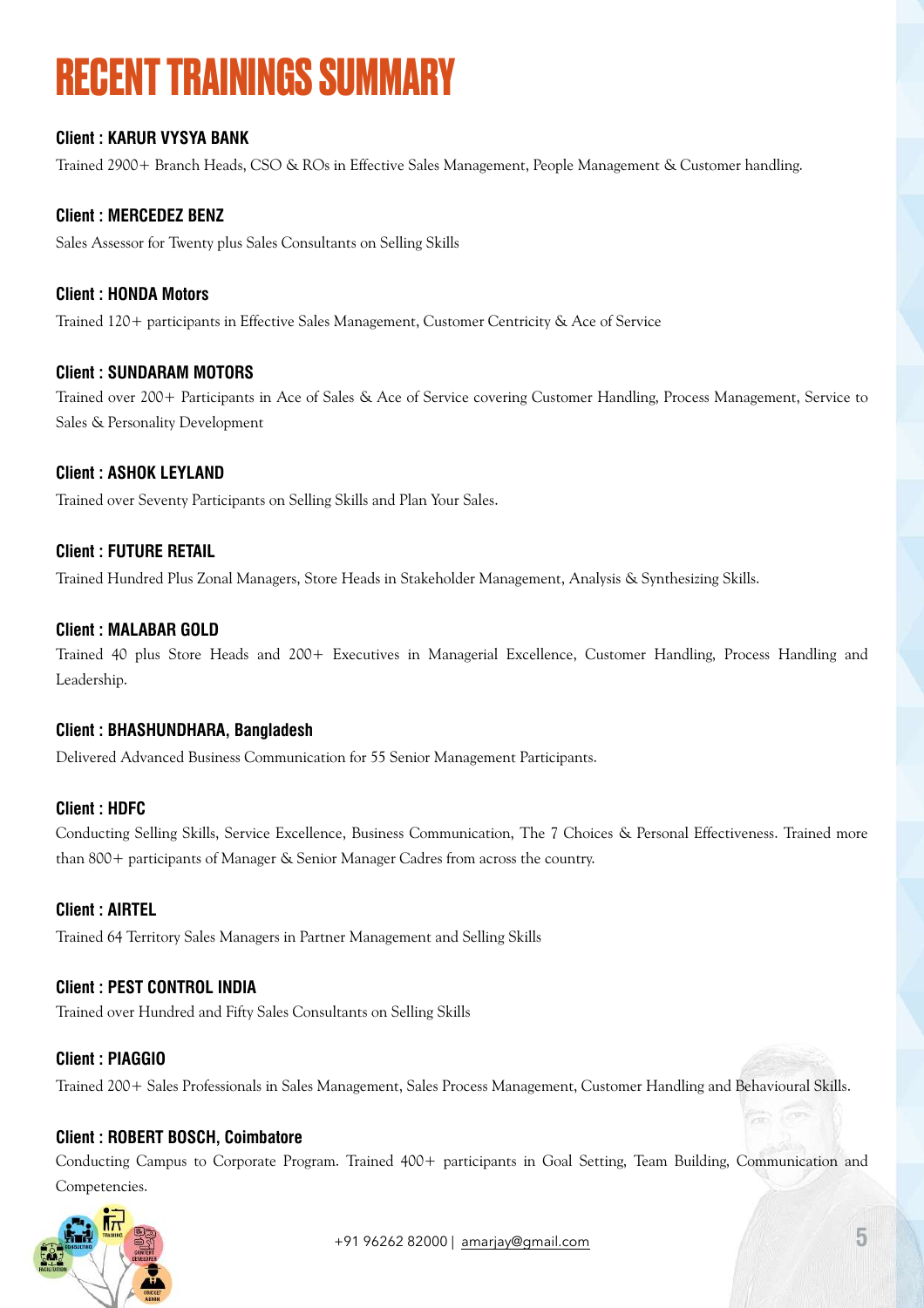# RECENT TRAININGS SUMMARY

**Client : KARUR VYSYA BANK**

Trained 2900+ Branch Heads, CSO & ROs in Effective Sales Management, People Management & Customer handling.

**Client : MERCEDEZ BENZ**

Sales Assessor for Twenty plus Sales Consultants on Selling Skills

**Client : HONDA Motors**

Trained 120+ participants in Effective Sales Management, Customer Centricity & Ace of Service

**Client : SUNDARAM MOTORS**

Trained over 200+ Participants in Ace of Sales & Ace of Service covering Customer Handling, Process Management, Service to Sales & Personality Development

**Client : ASHOK LEYLAND**

Trained over Seventy Participants on Selling Skills and Plan Your Sales.

**Client : FUTURE RETAIL**

Trained Hundred Plus Zonal Managers, Store Heads in Stakeholder Management, Analysis & Synthesizing Skills.

**Client : MALABAR GOLD**

Trained 40 plus Store Heads and 200+ Executives in Managerial Excellence, Customer Handling, Process Handling and Leadership.

**Client : BHASHUNDHARA, Bangladesh**

Delivered Advanced Business Communication for 55 Senior Management Participants.

**Client : HDFC**

Conducting Selling Skills, Service Excellence, Business Communication, The 7 Choices & Personal Effectiveness. Trained more than 800+ participants of Manager & Senior Manager Cadres from across the country.

**Client : AIRTEL**

Trained 64 Territory Sales Managers in Partner Management and Selling Skills

**Client : PEST CONTROL INDIA**

Trained over Hundred and Fifty Sales Consultants on Selling Skills

**Client : PIAGGIO**

Trained 200+ Sales Professionals in Sales Management, Sales Process Management, Customer Handling and Behavioural Skills.

**Client : ROBERT BOSCH, Coimbatore**

Conducting Campus to Corporate Program. Trained 400+ participants in Goal Setting, Team Building, Communication and Competencies.

+91 96262 82000 | amarjay@gmail.com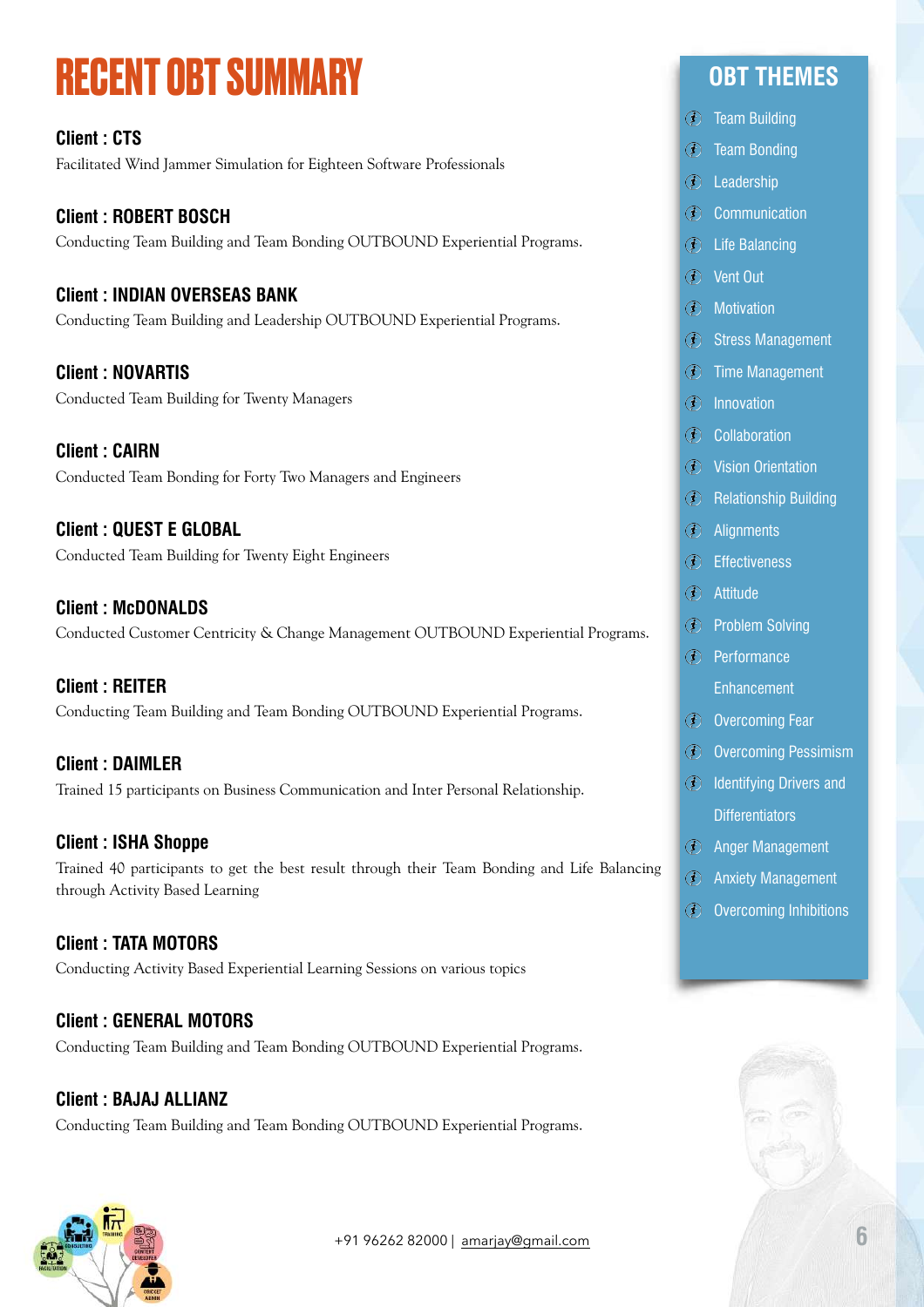# RECENT OBT SUMMARY

**Client : CTS**
Facilitated Wind Jammer Simulation for Eighteen Software Professionals

**Client : ROBERT BOSCH**
Conducting Team Building and Team Bonding OUTBOUND Experiential Programs.

**Client : INDIAN OVERSEAS BANK**
Conducting Team Building and Leadership OUTBOUND Experiential Programs.

**Client : NOVARTIS**
Conducted Team Building for Twenty Managers

**Client : CAIRN**
Conducted Team Bonding for Forty Two Managers and Engineers

**Client : QUEST E GLOBAL**
Conducted Team Building for Twenty Eight Engineers

**Client : McDONALDS**
Conducted Customer Centricity & Change Management OUTBOUND Experiential Programs.

**Client : REITER**
Conducting Team Building and Team Bonding OUTBOUND Experiential Programs.

**Client : DAIMLER**
Trained 15 participants on Business Communication and Inter Personal Relationship.

**Client : ISHA Shoppe**
Trained 40 participants to get the best result through their Team Bonding and Life Balancing through Activity Based Learning

**Client : TATA MOTORS**
Conducting Activity Based Experiential Learning Sessions on various topics

**Client : GENERAL MOTORS**
Conducting Team Building and Team Bonding OUTBOUND Experiential Programs.

**Client : BAJAJ ALLIANZ**
Conducting Team Building and Team Bonding OUTBOUND Experiential Programs.

## OBT THEMES

- Team Building
- Team Bonding
- Leadership
- Communication
- Life Balancing
- Vent Out
- Motivation
- Stress Management
- Time Management
- Innovation
- Collaboration
- Vision Orientation
- Relationship Building
- Alignments
- Effectiveness
- Attitude
- Problem Solving
- Performance Enhancement
- Overcoming Fear
- Overcoming Pessimism
- Identifying Drivers and Differentiators
- Anger Management
- Anxiety Management
- Overcoming Inhibitions

+91 96262 82000 | amarjay@gmail.com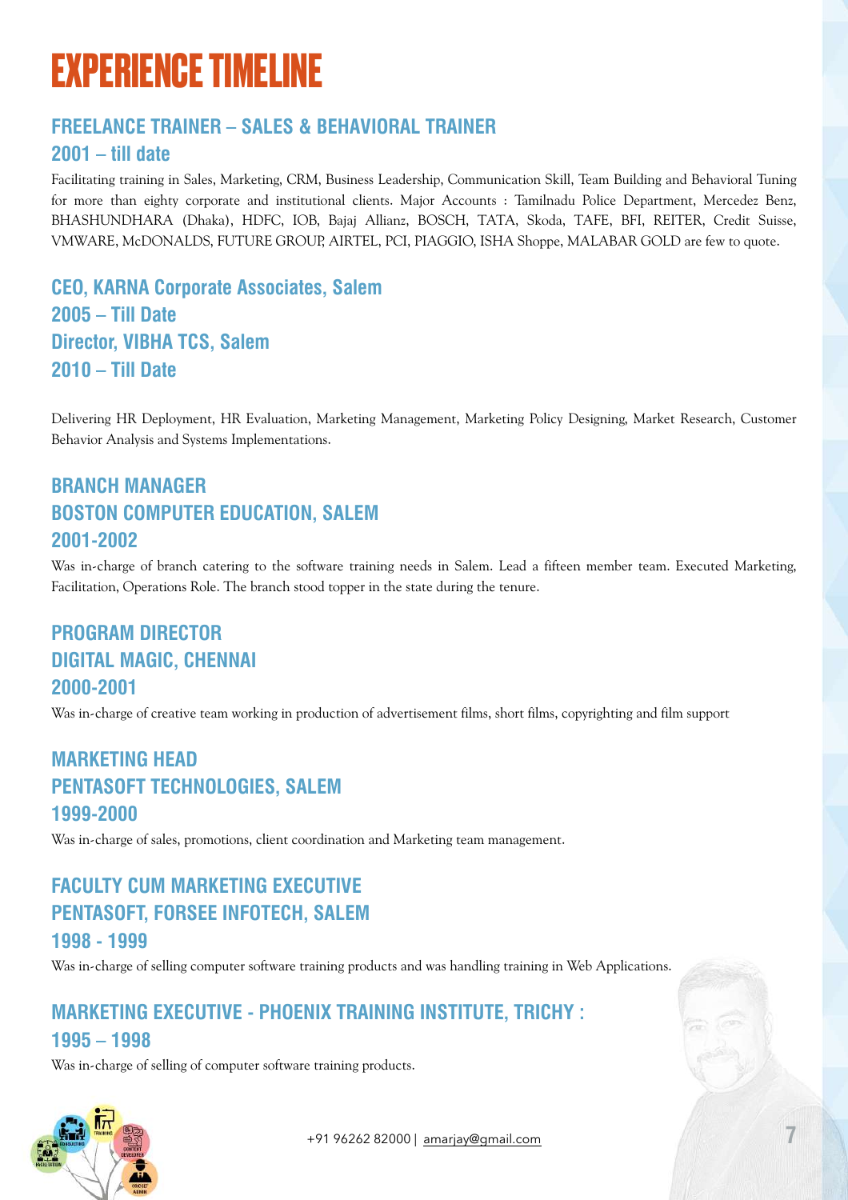# EXPERIENCE TIMELINE

## FREELANCE TRAINER – SALES & BEHAVIORAL TRAINER

### 2001 – till date

Facilitating training in Sales, Marketing, CRM, Business Leadership, Communication Skill, Team Building and Behavioral Tuning for more than eighty corporate and institutional clients. Major Accounts : Tamilnadu Police Department, Mercedez Benz, BHASHUNDHARA (Dhaka), HDFC, IOB, Bajaj Allianz, BOSCH, TATA, Skoda, TAFE, BFI, REITER, Credit Suisse, VMWARE, McDONALDS, FUTURE GROUP, AIRTEL, PCI, PIAGGIO, ISHA Shoppe, MALABAR GOLD are few to quote.

## CEO, KARNA Corporate Associates, Salem

### 2005 – Till Date

## Director, VIBHA TCS, Salem

### 2010 – Till Date

Delivering HR Deployment, HR Evaluation, Marketing Management, Marketing Policy Designing, Market Research, Customer Behavior Analysis and Systems Implementations.

## BRANCH MANAGER

## BOSTON COMPUTER EDUCATION, SALEM

### 2001-2002

Was in-charge of branch catering to the software training needs in Salem. Lead a fifteen member team. Executed Marketing, Facilitation, Operations Role. The branch stood topper in the state during the tenure.

## PROGRAM DIRECTOR

## DIGITAL MAGIC, CHENNAI

### 2000-2001

Was in-charge of creative team working in production of advertisement films, short films, copyrighting and film support

## MARKETING HEAD

## PENTASOFT TECHNOLOGIES, SALEM

### 1999-2000

Was in-charge of sales, promotions, client coordination and Marketing team management.

## FACULTY CUM MARKETING EXECUTIVE

## PENTASOFT, FORSEE INFOTECH, SALEM

### 1998 - 1999

Was in-charge of selling computer software training products and was handling training in Web Applications.

## MARKETING EXECUTIVE - PHOENIX TRAINING INSTITUTE, TRICHY :

### 1995 – 1998

Was in-charge of selling of computer software training products.

+91 96262 82000 | amarjay@gmail.com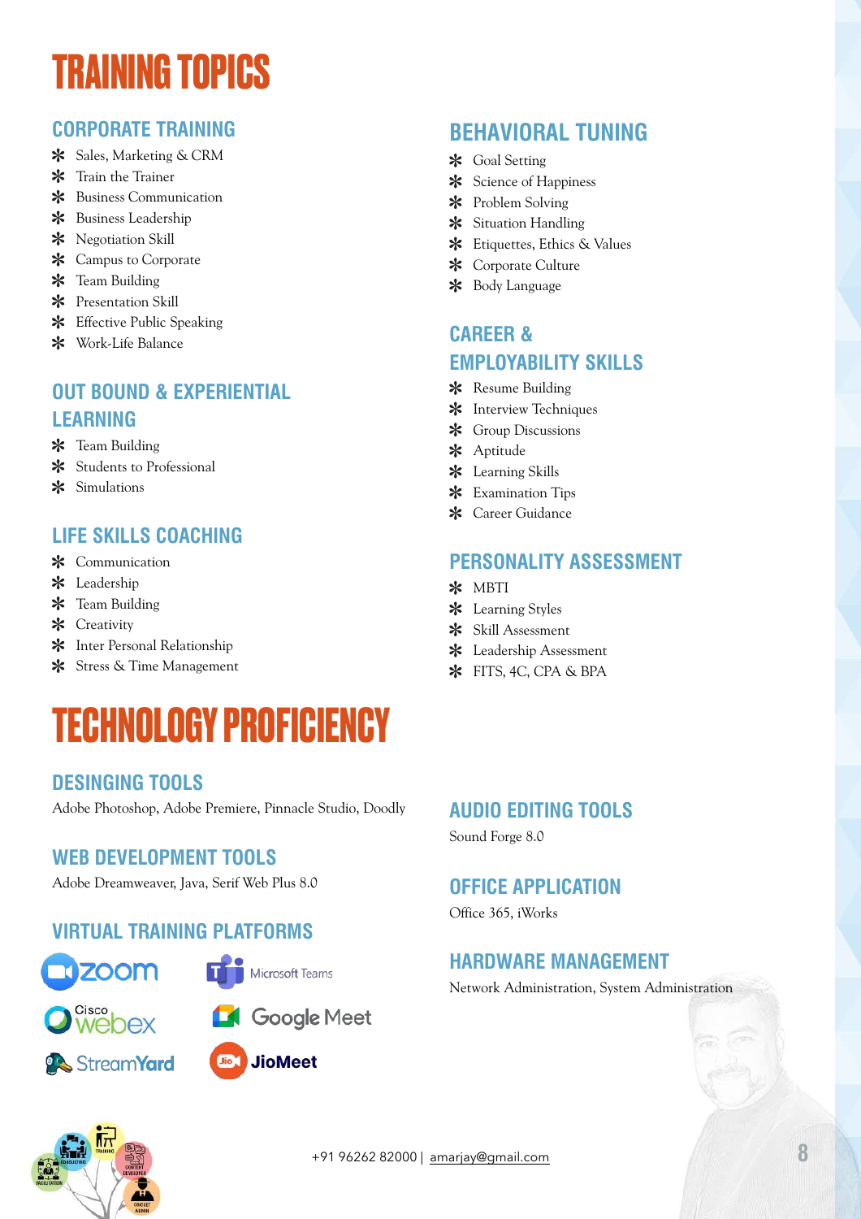# TRAINING TOPICS

## CORPORATE TRAINING

- Sales, Marketing & CRM
- Train the Trainer
- Business Communication
- Business Leadership
- Negotiation Skill
- Campus to Corporate
- Team Building
- Presentation Skill
- Effective Public Speaking
- Work-Life Balance

## OUT BOUND & EXPERIENTIAL LEARNING

- Team Building
- Students to Professional
- Simulations

## LIFE SKILLS COACHING

- Communication
- Leadership
- Team Building
- Creativity
- Inter Personal Relationship
- Stress & Time Management

## BEHAVIORAL TUNING

- Goal Setting
- Science of Happiness
- Problem Solving
- Situation Handling
- Etiquettes, Ethics & Values
- Corporate Culture
- Body Language

## CAREER & EMPLOYABILITY SKILLS

- Resume Building
- Interview Techniques
- Group Discussions
- Aptitude
- Learning Skills
- Examination Tips
- Career Guidance

## PERSONALITY ASSESSMENT

- MBTI
- Learning Styles
- Skill Assessment
- Leadership Assessment
- FITS, 4C, CPA & BPA

# TECHNOLOGY PROFICIENCY

## DESINGING TOOLS

Adobe Photoshop, Adobe Premiere, Pinnacle Studio, Doodly

## WEB DEVELOPMENT TOOLS

Adobe Dreamweaver, Java, Serif Web Plus 8.0

## VIRTUAL TRAINING PLATFORMS

zoom, Microsoft Teams, Cisco webex, Google Meet, StreamYard, JioMeet

## AUDIO EDITING TOOLS

Sound Forge 8.0

## OFFICE APPLICATION

Office 365, iWorks

## HARDWARE MANAGEMENT

Network Administration, System Administration

+91 96262 82000 | amarjay@gmail.com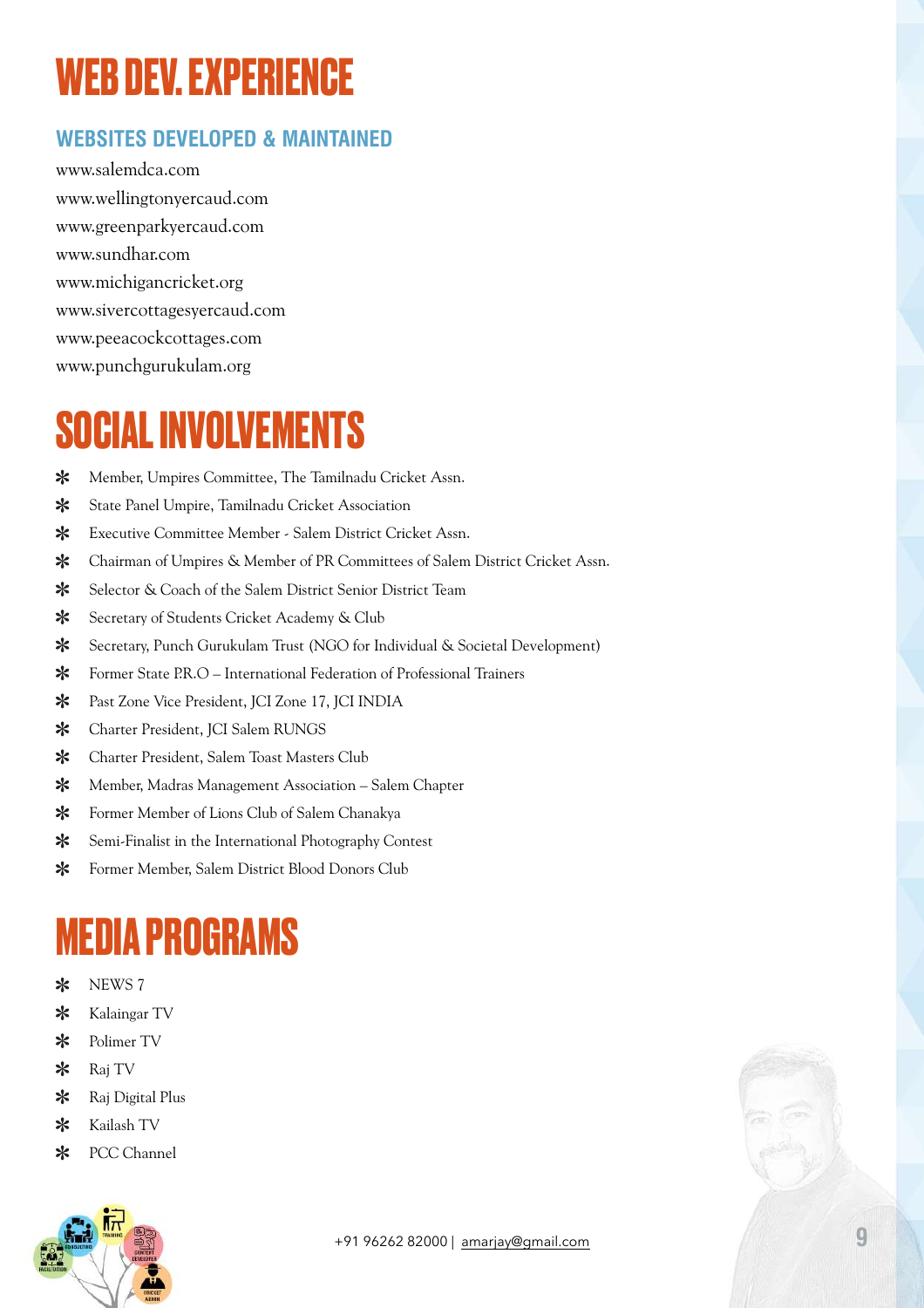# WEB DEV. EXPERIENCE

## WEBSITES DEVELOPED & MAINTAINED

www.salemdca.com
www.wellingtonyercaud.com
www.greenparkyercaud.com
www.sundhar.com
www.michigancricket.org
www.sivercottagesyercaud.com
www.peeacockcottages.com
www.punchgurukulam.org

# SOCIAL INVOLVEMENTS

- Member, Umpires Committee, The Tamilnadu Cricket Assn.
- State Panel Umpire, Tamilnadu Cricket Association
- Executive Committee Member - Salem District Cricket Assn.
- Chairman of Umpires & Member of PR Committees of Salem District Cricket Assn.
- Selector & Coach of the Salem District Senior District Team
- Secretary of Students Cricket Academy & Club
- Secretary, Punch Gurukulam Trust (NGO for Individual & Societal Development)
- Former State P.R.O – International Federation of Professional Trainers
- Past Zone Vice President, JCI Zone 17, JCI INDIA
- Charter President, JCI Salem RUNGS
- Charter President, Salem Toast Masters Club
- Member, Madras Management Association – Salem Chapter
- Former Member of Lions Club of Salem Chanakya
- Semi-Finalist in the International Photography Contest
- Former Member, Salem District Blood Donors Club

# MEDIA PROGRAMS

- NEWS 7
- Kalaingar TV
- Polimer TV
- Raj TV
- Raj Digital Plus
- Kailash TV
- PCC Channel

+91 96262 82000 | amarjay@gmail.com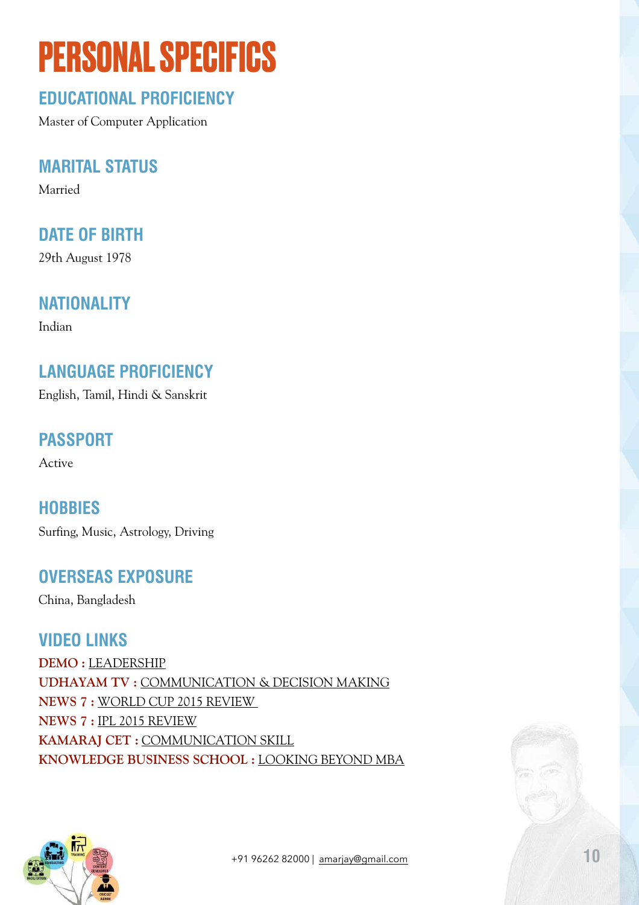# PERSONAL SPECIFICS

## EDUCATIONAL PROFICIENCY

Master of Computer Application

## MARITAL STATUS

Married

## DATE OF BIRTH

29th August 1978

## NATIONALITY

Indian

## LANGUAGE PROFICIENCY

English, Tamil, Hindi & Sanskrit

## PASSPORT

Active

## HOBBIES

Surfing, Music, Astrology, Driving

## OVERSEAS EXPOSURE

China, Bangladesh

## VIDEO LINKS

**DEMO :** LEADERSHIP
**UDHAYAM TV :** COMMUNICATION & DECISION MAKING
**NEWS 7 :** WORLD CUP 2015 REVIEW
**NEWS 7 :** IPL 2015 REVIEW
**KAMARAJ CET :** COMMUNICATION SKILL
**KNOWLEDGE BUSINESS SCHOOL :** LOOKING BEYOND MBA

+91 96262 82000 | amarjay@gmail.com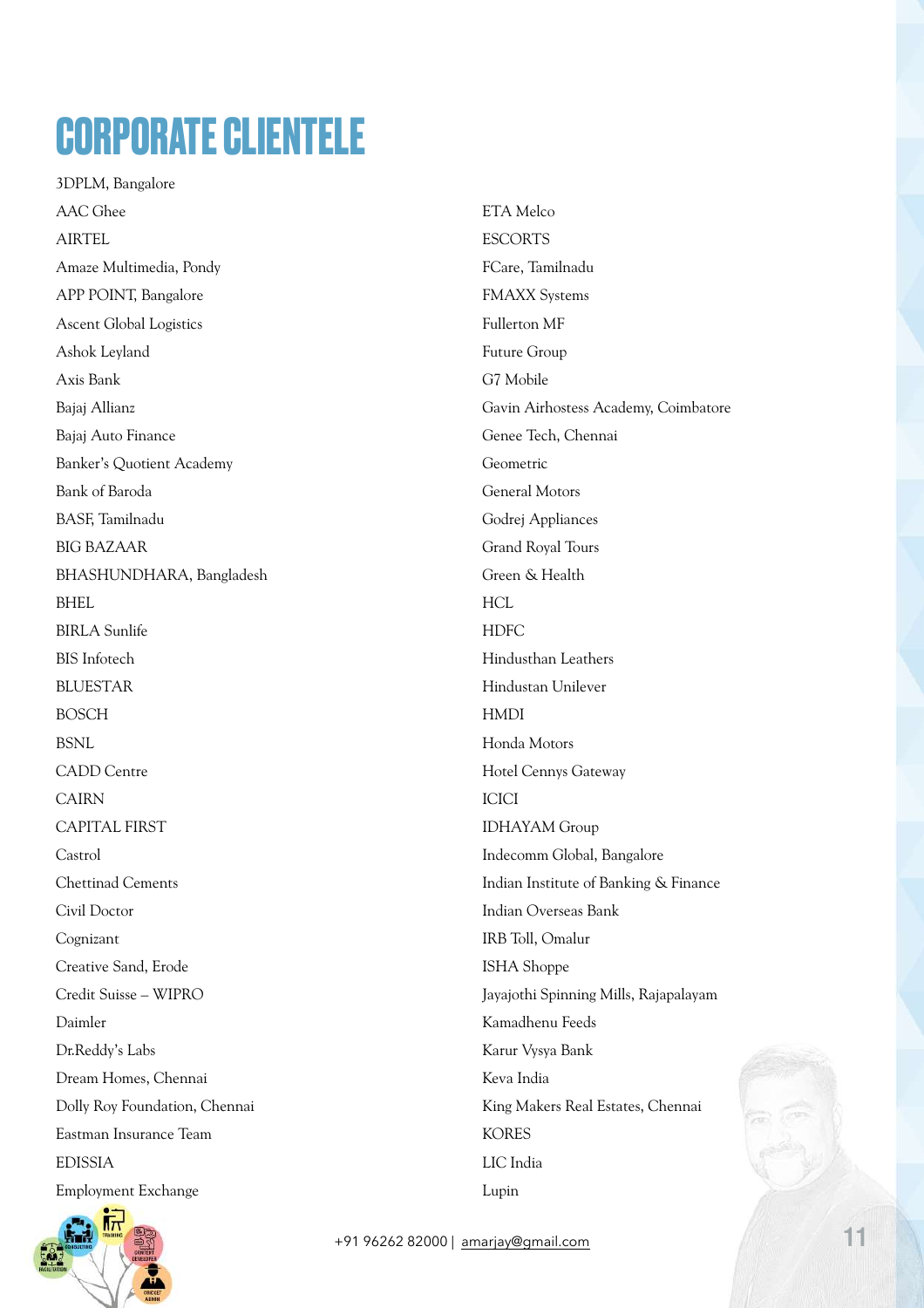# CORPORATE CLIENTELE

3DPLM, Bangalore
AAC Ghee
AIRTEL
Amaze Multimedia, Pondy
APP POINT, Bangalore
Ascent Global Logistics
Ashok Leyland
Axis Bank
Bajaj Allianz
Bajaj Auto Finance
Banker's Quotient Academy
Bank of Baroda
BASF, Tamilnadu
BIG BAZAAR
BHASHUNDHARA, Bangladesh
BHEL
BIRLA Sunlife
BIS Infotech
BLUESTAR
BOSCH
BSNL
CADD Centre
CAIRN
CAPITAL FIRST
Castrol
Chettinad Cements
Civil Doctor
Cognizant
Creative Sand, Erode
Credit Suisse – WIPRO
Daimler
Dr.Reddy's Labs
Dream Homes, Chennai
Dolly Roy Foundation, Chennai
Eastman Insurance Team
EDISSIA
Employment Exchange
ETA Melco
ESCORTS
FCare, Tamilnadu
FMAXX Systems
Fullerton MF
Future Group
G7 Mobile
Gavin Airhostess Academy, Coimbatore
Genee Tech, Chennai
Geometric
General Motors
Godrej Appliances
Grand Royal Tours
Green & Health
HCL
HDFC
Hindusthan Leathers
Hindustan Unilever
HMDI
Honda Motors
Hotel Cennys Gateway
ICICI
IDHAYAM Group
Indecomm Global, Bangalore
Indian Institute of Banking & Finance
Indian Overseas Bank
IRB Toll, Omalur
ISHA Shoppe
Jayajothi Spinning Mills, Rajapalayam
Kamadhenu Feeds
Karur Vysya Bank
Keva India
King Makers Real Estates, Chennai
KORES
LIC India
Lupin

+91 96262 82000 | amarjay@gmail.com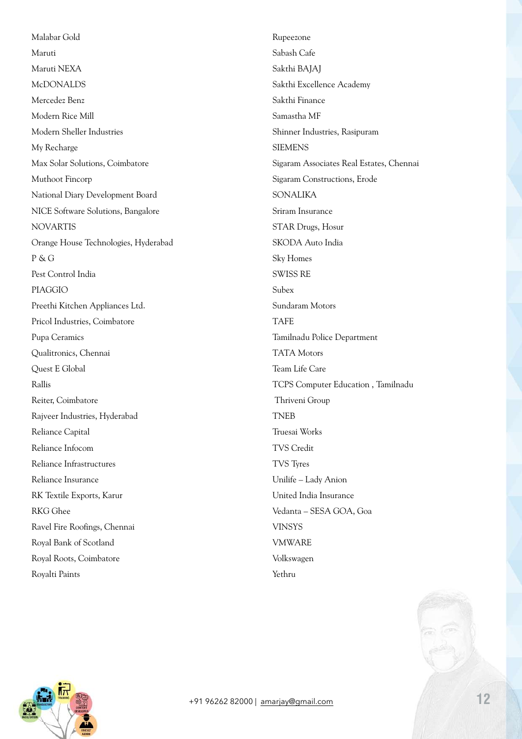Malabar Gold
Maruti
Maruti NEXA
McDONALDS
Mercedez Benz
Modern Rice Mill
Modern Sheller Industries
My Recharge
Max Solar Solutions, Coimbatore
Muthoot Fincorp
National Diary Development Board
NICE Software Solutions, Bangalore
NOVARTIS
Orange House Technologies, Hyderabad
P & G
Pest Control India
PIAGGIO
Preethi Kitchen Appliances Ltd.
Pricol Industries, Coimbatore
Pupa Ceramics
Qualitronics, Chennai
Quest E Global
Rallis
Reiter, Coimbatore
Rajveer Industries, Hyderabad
Reliance Capital
Reliance Infocom
Reliance Infrastructures
Reliance Insurance
RK Textile Exports, Karur
RKG Ghee
Ravel Fire Roofings, Chennai
Royal Bank of Scotland
Royal Roots, Coimbatore
Royalti Paints
Rupeezone
Sabash Cafe
Sakthi BAJAJ
Sakthi Excellence Academy
Sakthi Finance
Samastha MF
Shinner Industries, Rasipuram
SIEMENS
Sigaram Associates Real Estates, Chennai
Sigaram Constructions, Erode
SONALIKA
Sriram Insurance
STAR Drugs, Hosur
SKODA Auto India
Sky Homes
SWISS RE
Subex
Sundaram Motors
TAFE
Tamilnadu Police Department
TATA Motors
Team Life Care
TCPS Computer Education , Tamilnadu
Thriveni Group
TNEB
Truesai Works
TVS Credit
TVS Tyres
Unilife – Lady Anion
United India Insurance
Vedanta – SESA GOA, Goa
VINSYS
VMWARE
Volkswagen
Yethru

+91 96262 82000 | amarjay@gmail.com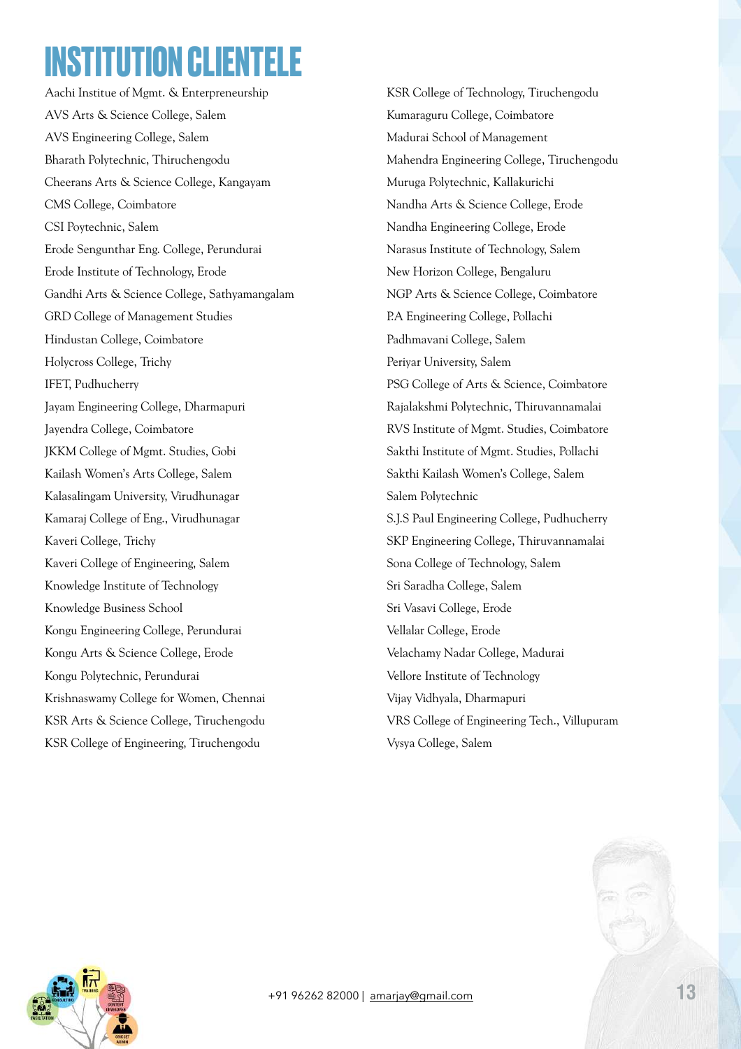# INSTITUTION CLIENTELE

Aachi Institue of Mgmt. & Enterpreneurship
AVS Arts & Science College, Salem
AVS Engineering College, Salem
Bharath Polytechnic, Thiruchengodu
Cheerans Arts & Science College, Kangayam
CMS College, Coimbatore
CSI Poytechnic, Salem
Erode Sengunthar Eng. College, Perundurai
Erode Institute of Technology, Erode
Gandhi Arts & Science College, Sathyamangalam
GRD College of Management Studies
Hindustan College, Coimbatore
Holycross College, Trichy
IFET, Pudhucherry
Jayam Engineering College, Dharmapuri
Jayendra College, Coimbatore
JKKM College of Mgmt. Studies, Gobi
Kailash Women's Arts College, Salem
Kalasalingam University, Virudhunagar
Kamaraj College of Eng., Virudhunagar
Kaveri College, Trichy
Kaveri College of Engineering, Salem
Knowledge Institute of Technology
Knowledge Business School
Kongu Engineering College, Perundurai
Kongu Arts & Science College, Erode
Kongu Polytechnic, Perundurai
Krishnaswamy College for Women, Chennai
KSR Arts & Science College, Tiruchengodu
KSR College of Engineering, Tiruchengodu
KSR College of Technology, Tiruchengodu
Kumaraguru College, Coimbatore
Madurai School of Management
Mahendra Engineering College, Tiruchengodu
Muruga Polytechnic, Kallakurichi
Nandha Arts & Science College, Erode
Nandha Engineering College, Erode
Narasus Institute of Technology, Salem
New Horizon College, Bengaluru
NGP Arts & Science College, Coimbatore
P.A Engineering College, Pollachi
Padhmavani College, Salem
Periyar University, Salem
PSG College of Arts & Science, Coimbatore
Rajalakshmi Polytechnic, Thiruvannamalai
RVS Institute of Mgmt. Studies, Coimbatore
Sakthi Institute of Mgmt. Studies, Pollachi
Sakthi Kailash Women's College, Salem
Salem Polytechnic
S.J.S Paul Engineering College, Pudhucherry
SKP Engineering College, Thiruvannamalai
Sona College of Technology, Salem
Sri Saradha College, Salem
Sri Vasavi College, Erode
Vellalar College, Erode
Velachamy Nadar College, Madurai
Vellore Institute of Technology
Vijay Vidhyala, Dharmapuri
VRS College of Engineering Tech., Villupuram
Vysya College, Salem

+91 96262 82000 | amarjay@gmail.com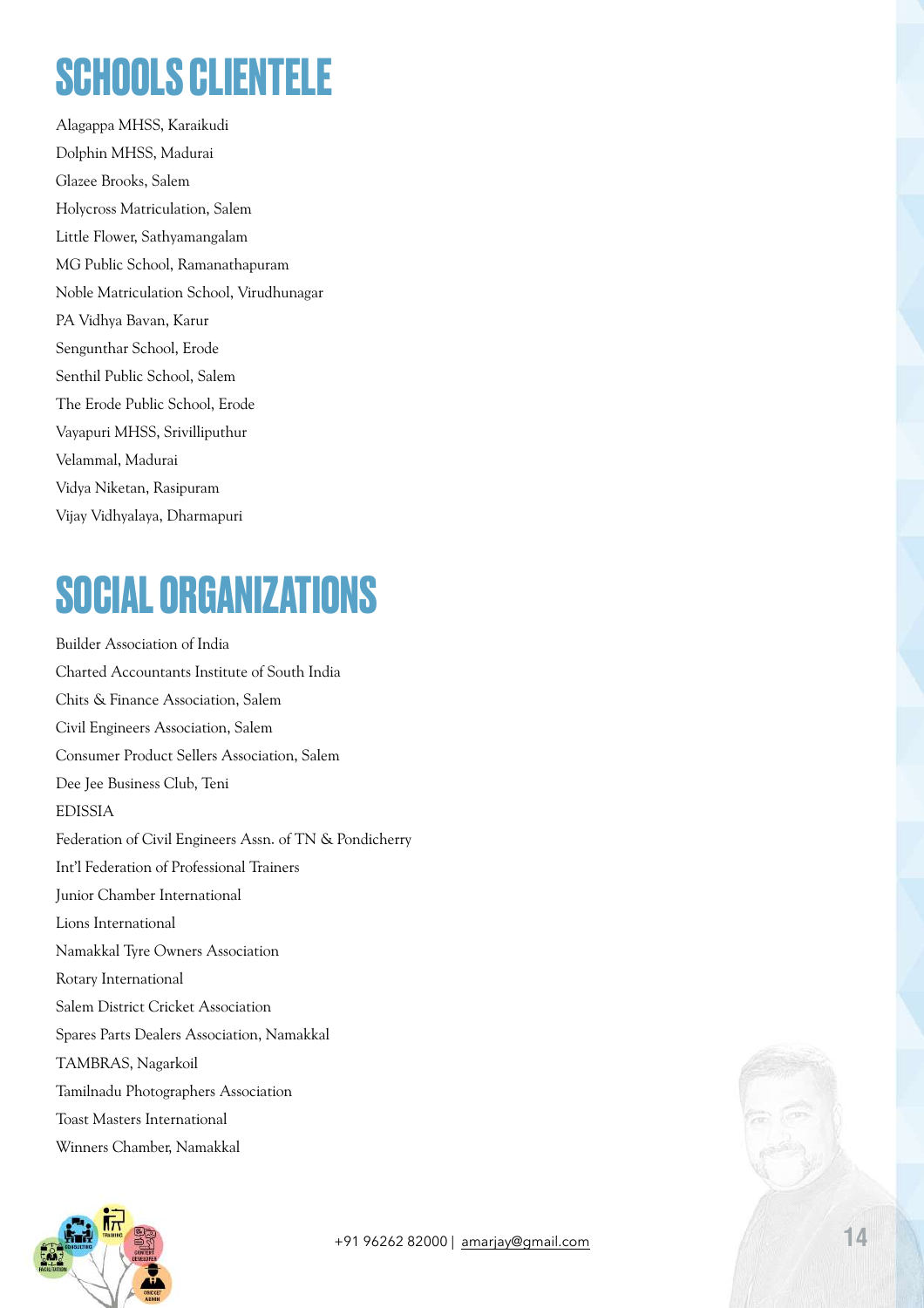# SCHOOLS CLIENTELE

Alagappa MHSS, Karaikudi
Dolphin MHSS, Madurai
Glazee Brooks, Salem
Holycross Matriculation, Salem
Little Flower, Sathyamangalam
MG Public School, Ramanathapuram
Noble Matriculation School, Virudhunagar
PA Vidhya Bavan, Karur
Sengunthar School, Erode
Senthil Public School, Salem
The Erode Public School, Erode
Vayapuri MHSS, Srivilliputhur
Velammal, Madurai
Vidya Niketan, Rasipuram
Vijay Vidhyalaya, Dharmapuri

# SOCIAL ORGANIZATIONS

Builder Association of India
Charted Accountants Institute of South India
Chits & Finance Association, Salem
Civil Engineers Association, Salem
Consumer Product Sellers Association, Salem
Dee Jee Business Club, Teni
EDISSIA
Federation of Civil Engineers Assn. of TN & Pondicherry
Int'l Federation of Professional Trainers
Junior Chamber International
Lions International
Namakkal Tyre Owners Association
Rotary International
Salem District Cricket Association
Spares Parts Dealers Association, Namakkal
TAMBRAS, Nagarkoil
Tamilnadu Photographers Association
Toast Masters International
Winners Chamber, Namakkal

+91 96262 82000 | amarjay@gmail.com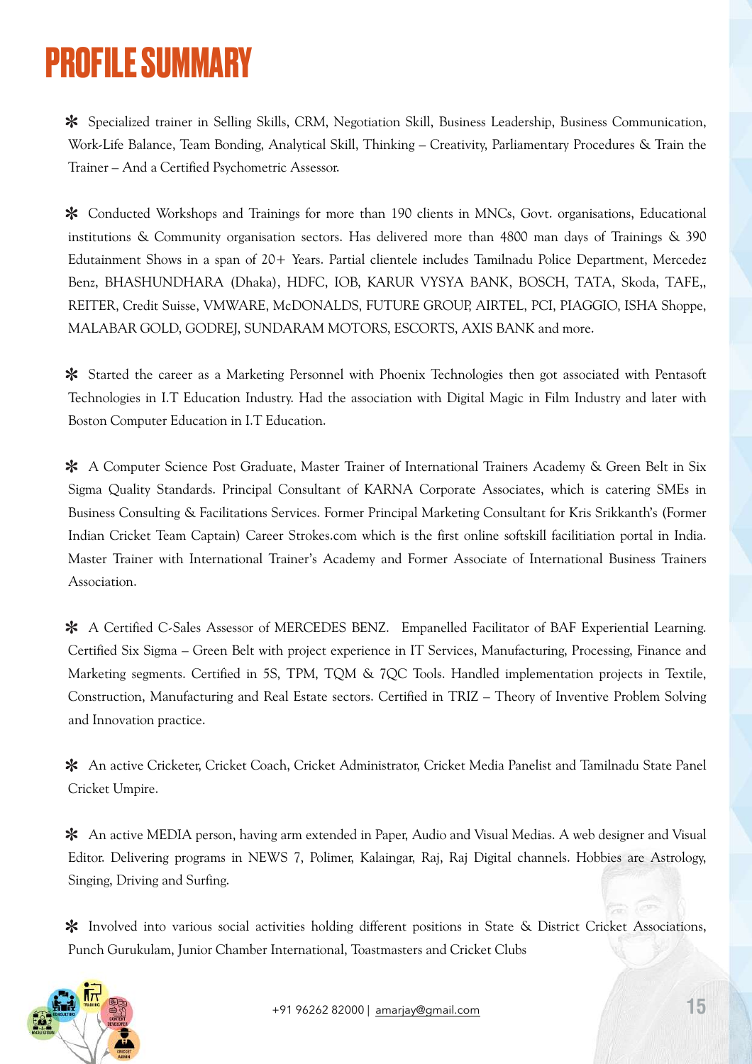# PROFILE SUMMARY

- Specialized trainer in Selling Skills, CRM, Negotiation Skill, Business Leadership, Business Communication, Work-Life Balance, Team Bonding, Analytical Skill, Thinking – Creativity, Parliamentary Procedures & Train the Trainer – And a Certified Psychometric Assessor.

- Conducted Workshops and Trainings for more than 190 clients in MNCs, Govt. organisations, Educational institutions & Community organisation sectors. Has delivered more than 4800 man days of Trainings & 390 Edutainment Shows in a span of 20+ Years. Partial clientele includes Tamilnadu Police Department, Mercedez Benz, BHASHUNDHARA (Dhaka), HDFC, IOB, KARUR VYSYA BANK, BOSCH, TATA, Skoda, TAFE,, REITER, Credit Suisse, VMWARE, McDONALDS, FUTURE GROUP, AIRTEL, PCI, PIAGGIO, ISHA Shoppe, MALABAR GOLD, GODREJ, SUNDARAM MOTORS, ESCORTS, AXIS BANK and more.

- Started the career as a Marketing Personnel with Phoenix Technologies then got associated with Pentasoft Technologies in I.T Education Industry. Had the association with Digital Magic in Film Industry and later with Boston Computer Education in I.T Education.

- A Computer Science Post Graduate, Master Trainer of International Trainers Academy & Green Belt in Six Sigma Quality Standards. Principal Consultant of KARNA Corporate Associates, which is catering SMEs in Business Consulting & Facilitations Services. Former Principal Marketing Consultant for Kris Srikkanth's (Former Indian Cricket Team Captain) Career Strokes.com which is the first online softskill facilitiation portal in India. Master Trainer with International Trainer's Academy and Former Associate of International Business Trainers Association.

- A Certified C-Sales Assessor of MERCEDES BENZ. Empanelled Facilitator of BAF Experiential Learning. Certified Six Sigma – Green Belt with project experience in IT Services, Manufacturing, Processing, Finance and Marketing segments. Certified in 5S, TPM, TQM & 7QC Tools. Handled implementation projects in Textile, Construction, Manufacturing and Real Estate sectors. Certified in TRIZ – Theory of Inventive Problem Solving and Innovation practice.

- An active Cricketer, Cricket Coach, Cricket Administrator, Cricket Media Panelist and Tamilnadu State Panel Cricket Umpire.

- An active MEDIA person, having arm extended in Paper, Audio and Visual Medias. A web designer and Visual Editor. Delivering programs in NEWS 7, Polimer, Kalaingar, Raj, Raj Digital channels. Hobbies are Astrology, Singing, Driving and Surfing.

- Involved into various social activities holding different positions in State & District Cricket Associations, Punch Gurukulam, Junior Chamber International, Toastmasters and Cricket Clubs

+91 96262 82000 | amarjay@gmail.com